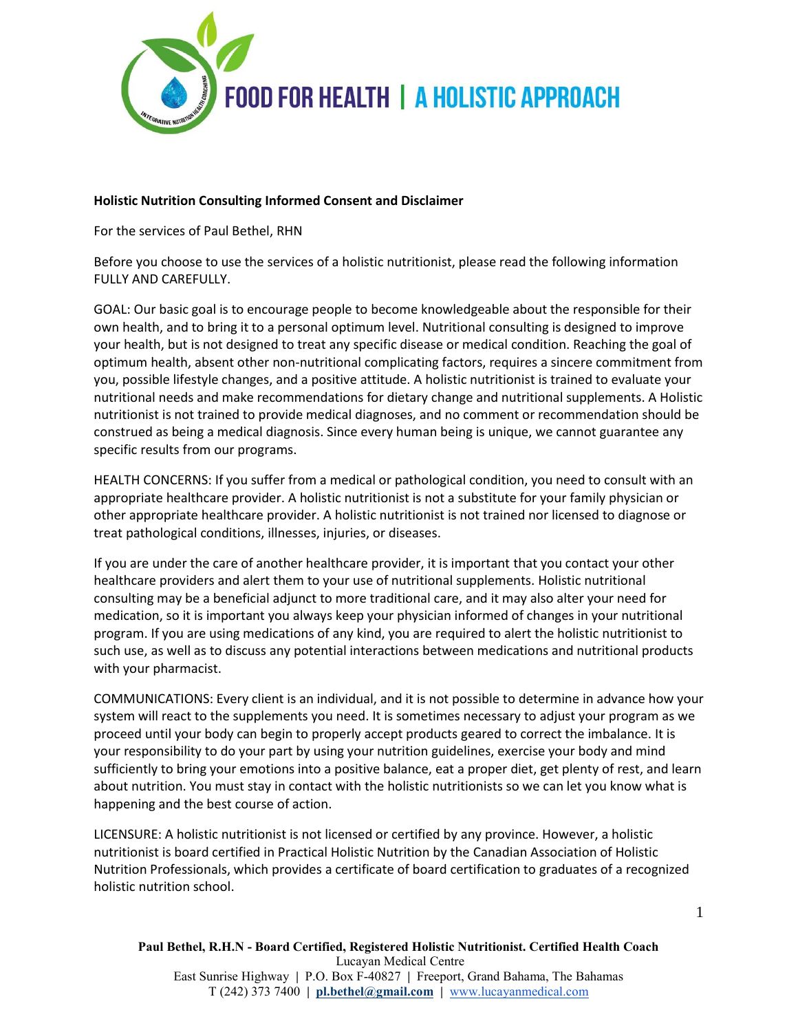FOOD FOR HEALTH | A HOLISTIC APPROACH

**Holistic Nutrition Consulting Informed Consent and Disclaimer**

For the services of Paul Bethel, RHN

Before you choose to use the services of a holistic nutritionist, please read the following information FULLY AND CAREFULLY.

GOAL: Our basic goal is to encourage people to become knowledgeable about the responsible for their own health, and to bring it to a personal optimum level. Nutritional consulting is designed to improve your health, but is not designed to treat any specific disease or medical condition. Reaching the goal of optimum health, absent other non-nutritional complicating factors, requires a sincere commitment from you, possible lifestyle changes, and a positive attitude. A holistic nutritionist is trained to evaluate your nutritional needs and make recommendations for dietary change and nutritional supplements. A Holistic nutritionist is not trained to provide medical diagnoses, and no comment or recommendation should be construed as being a medical diagnosis. Since every human being is unique, we cannot guarantee any specific results from our programs.

HEALTH CONCERNS: If you suffer from a medical or pathological condition, you need to consult with an appropriate healthcare provider. A holistic nutritionist is not a substitute for your family physician or other appropriate healthcare provider. A holistic nutritionist is not trained nor licensed to diagnose or treat pathological conditions, illnesses, injuries, or diseases.

If you are under the care of another healthcare provider, it is important that you contact your other healthcare providers and alert them to your use of nutritional supplements. Holistic nutritional consulting may be a beneficial adjunct to more traditional care, and it may also alter your need for medication, so it is important you always keep your physician informed of changes in your nutritional program. If you are using medications of any kind, you are required to alert the holistic nutritionist to such use, as well as to discuss any potential interactions between medications and nutritional products with your pharmacist.

COMMUNICATIONS: Every client is an individual, and it is not possible to determine in advance how your system will react to the supplements you need. It is sometimes necessary to adjust your program as we proceed until your body can begin to properly accept products geared to correct the imbalance. It is your responsibility to do your part by using your nutrition guidelines, exercise your body and mind sufficiently to bring your emotions into a positive balance, eat a proper diet, get plenty of rest, and learn about nutrition. You must stay in contact with the holistic nutritionists so we can let you know what is happening and the best course of action.

LICENSURE: A holistic nutritionist is not licensed or certified by any province. However, a holistic nutritionist is board certified in Practical Holistic Nutrition by the Canadian Association of Holistic Nutrition Professionals, which provides a certificate of board certification to graduates of a recognized holistic nutrition school.

**Paul Bethel, R.H.N - Board Certified, Registered Holistic Nutritionist. Certified Health Coach**
Lucayan Medical Centre
East Sunrise Highway | P.O. Box F-40827 | Freeport, Grand Bahama, The Bahamas
T (242) 373 7400 | **pl.bethel@gmail.com** | www.lucayanmedical.com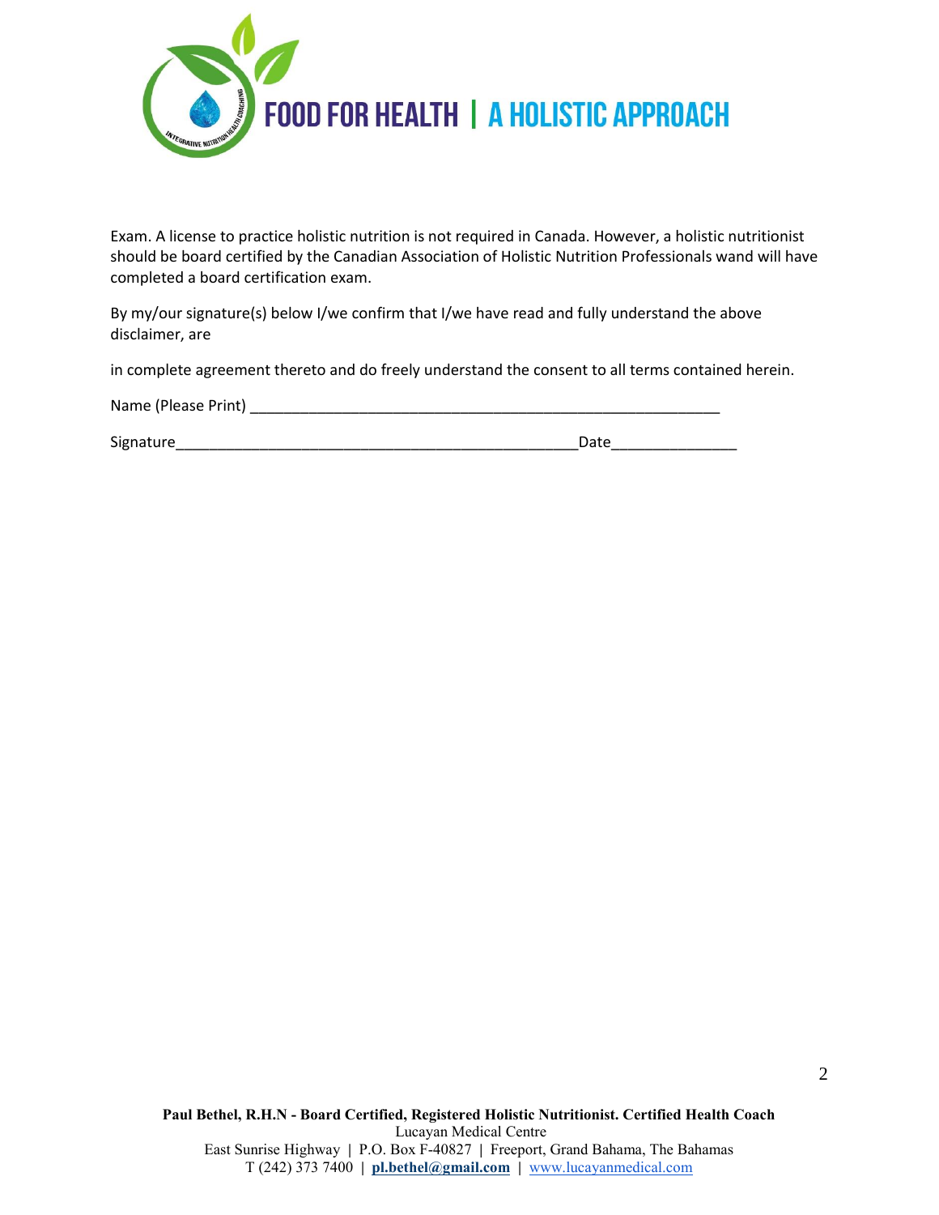Exam. A license to practice holistic nutrition is not required in Canada. However, a holistic nutritionist should be board certified by the Canadian Association of Holistic Nutrition Professionals wand will have completed a board certification exam.

By my/our signature(s) below I/we confirm that I/we have read and fully understand the above disclaimer, are

in complete agreement thereto and do freely understand the consent to all terms contained herein.

Name (Please Print) ___________________________________________________________

Signature____________________________________________________Date_______________